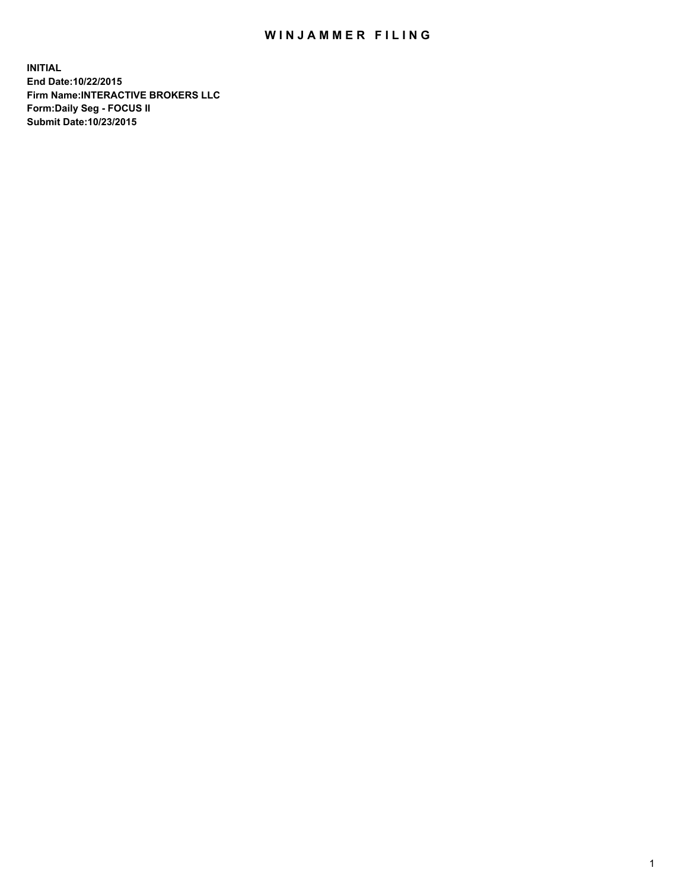# WINJAMMER FILING

**INITIAL**
**End Date:10/22/2015**
**Firm Name:INTERACTIVE BROKERS LLC**
**Form:Daily Seg - FOCUS II**
**Submit Date:10/23/2015**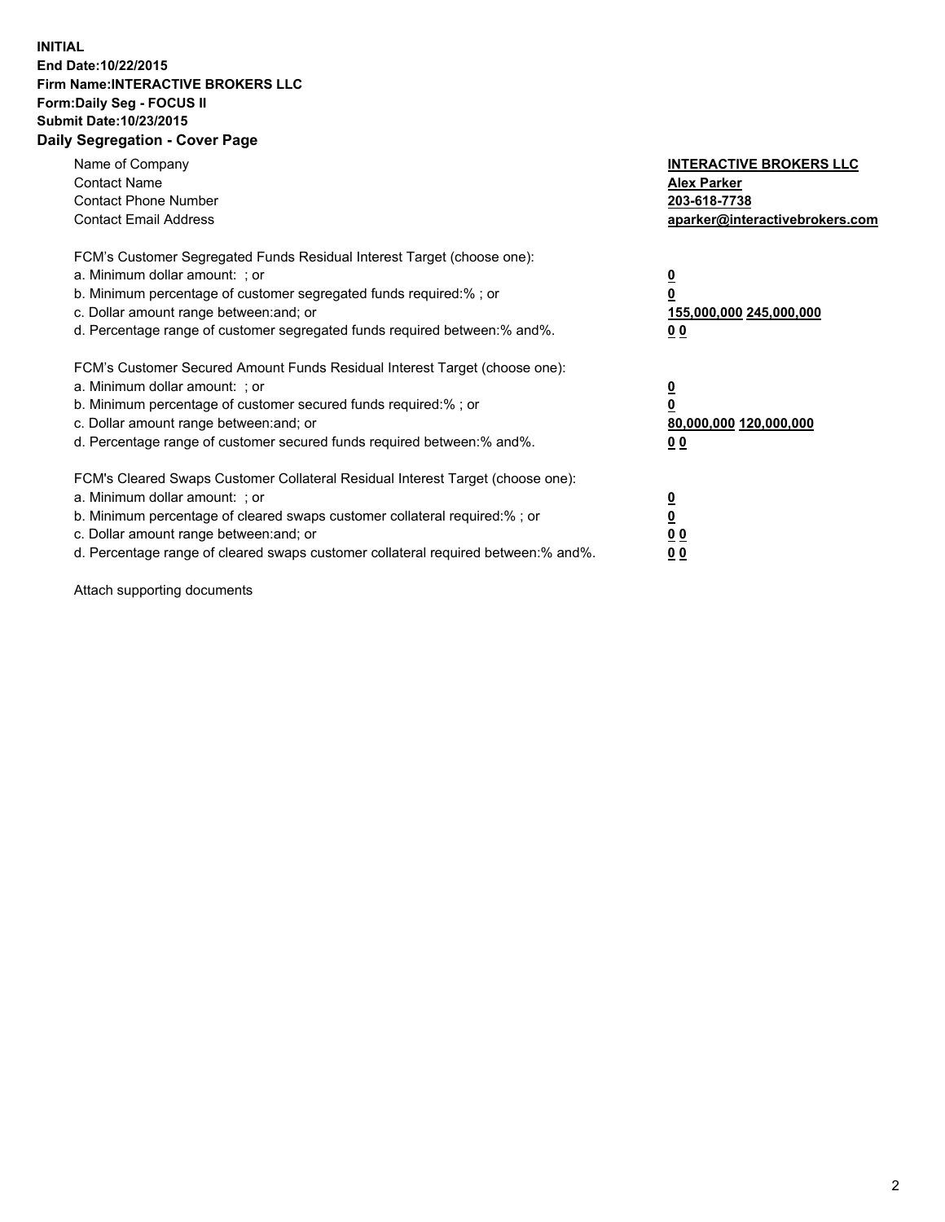**INITIAL**
**End Date:10/22/2015**
**Firm Name:INTERACTIVE BROKERS LLC**
**Form:Daily Seg - FOCUS II**
**Submit Date:10/23/2015**
**Daily Segregation - Cover Page**

| | |
|---|---|
| Name of Company | **INTERACTIVE BROKERS LLC** |
| Contact Name | **Alex Parker** |
| Contact Phone Number | **203-618-7738** |
| Contact Email Address | **aparker@interactivebrokers.com** |

FCM's Customer Segregated Funds Residual Interest Target (choose one):

| | |
|---|---|
| a. Minimum dollar amount: ; or | **0** |
| b. Minimum percentage of customer segregated funds required:% ; or | **0** |
| c. Dollar amount range between:and; or | **155,000,000 245,000,000** |
| d. Percentage range of customer segregated funds required between:% and%. | **0 0** |

FCM's Customer Secured Amount Funds Residual Interest Target (choose one):

| | |
|---|---|
| a. Minimum dollar amount: ; or | **0** |
| b. Minimum percentage of customer secured funds required:% ; or | **0** |
| c. Dollar amount range between:and; or | **80,000,000 120,000,000** |
| d. Percentage range of customer secured funds required between:% and%. | **0 0** |

FCM's Cleared Swaps Customer Collateral Residual Interest Target (choose one):

| | |
|---|---|
| a. Minimum dollar amount: ; or | **0** |
| b. Minimum percentage of cleared swaps customer collateral required:% ; or | **0** |
| c. Dollar amount range between:and; or | **0 0** |
| d. Percentage range of cleared swaps customer collateral required between:% and%. | **0 0** |

Attach supporting documents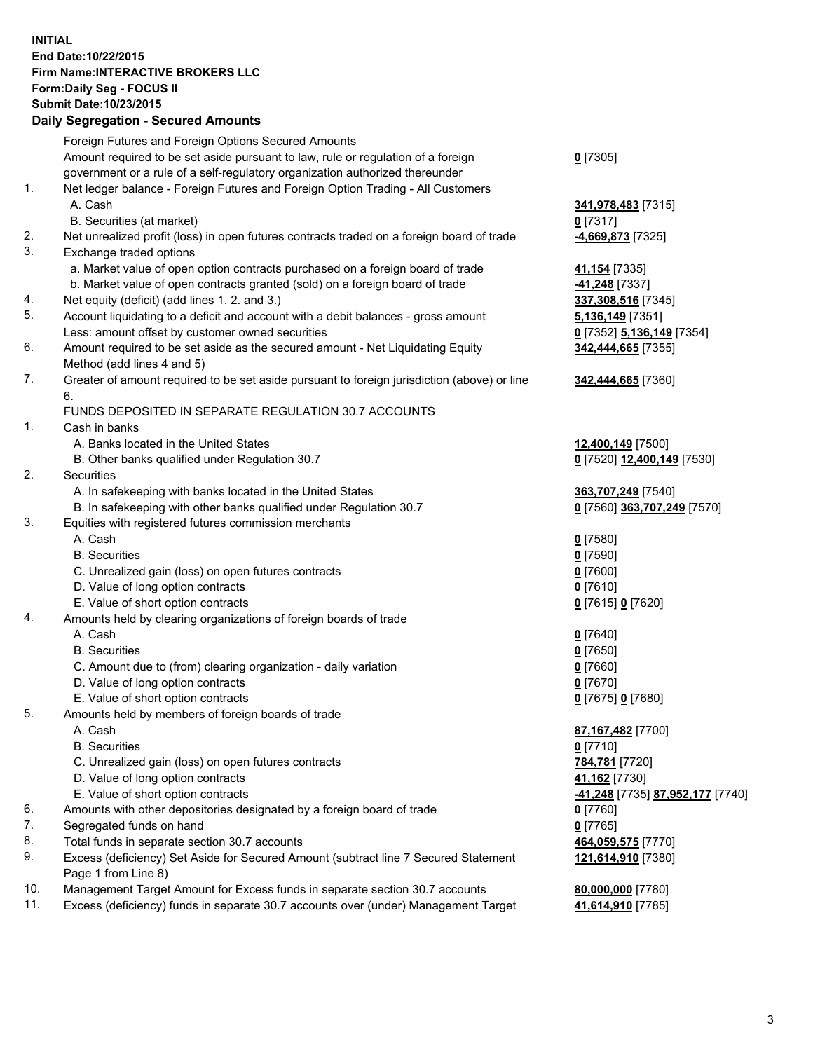**INITIAL**
**End Date:10/22/2015**
**Firm Name:INTERACTIVE BROKERS LLC**
**Form:Daily Seg - FOCUS II**
**Submit Date:10/23/2015**

**Daily Segregation - Secured Amounts**

| | | |
|---|---|---|
| | Foreign Futures and Foreign Options Secured Amounts | |
| | Amount required to be set aside pursuant to law, rule or regulation of a foreign government or a rule of a self-regulatory organization authorized thereunder | **0** [7305] |
| 1. | Net ledger balance - Foreign Futures and Foreign Option Trading - All Customers | |
| | A. Cash | **341,978,483** [7315] |
| | B. Securities (at market) | **0** [7317] |
| 2. | Net unrealized profit (loss) in open futures contracts traded on a foreign board of trade | **-4,669,873** [7325] |
| 3. | Exchange traded options | |
| | a. Market value of open option contracts purchased on a foreign board of trade | **41,154** [7335] |
| | b. Market value of open contracts granted (sold) on a foreign board of trade | **-41,248** [7337] |
| 4. | Net equity (deficit) (add lines 1. 2. and 3.) | **337,308,516** [7345] |
| 5. | Account liquidating to a deficit and account with a debit balances - gross amount | **5,136,149** [7351] |
| | Less: amount offset by customer owned securities | **0** [7352] **5,136,149** [7354] |
| 6. | Amount required to be set aside as the secured amount - Net Liquidating Equity Method (add lines 4 and 5) | **342,444,665** [7355] |
| 7. | Greater of amount required to be set aside pursuant to foreign jurisdiction (above) or line 6. | **342,444,665** [7360] |
| | FUNDS DEPOSITED IN SEPARATE REGULATION 30.7 ACCOUNTS | |
| 1. | Cash in banks | |
| | A. Banks located in the United States | **12,400,149** [7500] |
| | B. Other banks qualified under Regulation 30.7 | **0** [7520] **12,400,149** [7530] |
| 2. | Securities | |
| | A. In safekeeping with banks located in the United States | **363,707,249** [7540] |
| | B. In safekeeping with other banks qualified under Regulation 30.7 | **0** [7560] **363,707,249** [7570] |
| 3. | Equities with registered futures commission merchants | |
| | A. Cash | **0** [7580] |
| | B. Securities | **0** [7590] |
| | C. Unrealized gain (loss) on open futures contracts | **0** [7600] |
| | D. Value of long option contracts | **0** [7610] |
| | E. Value of short option contracts | **0** [7615] **0** [7620] |
| 4. | Amounts held by clearing organizations of foreign boards of trade | |
| | A. Cash | **0** [7640] |
| | B. Securities | **0** [7650] |
| | C. Amount due to (from) clearing organization - daily variation | **0** [7660] |
| | D. Value of long option contracts | **0** [7670] |
| | E. Value of short option contracts | **0** [7675] **0** [7680] |
| 5. | Amounts held by members of foreign boards of trade | |
| | A. Cash | **87,167,482** [7700] |
| | B. Securities | **0** [7710] |
| | C. Unrealized gain (loss) on open futures contracts | **784,781** [7720] |
| | D. Value of long option contracts | **41,162** [7730] |
| | E. Value of short option contracts | **-41,248** [7735] **87,952,177** [7740] |
| 6. | Amounts with other depositories designated by a foreign board of trade | **0** [7760] |
| 7. | Segregated funds on hand | **0** [7765] |
| 8. | Total funds in separate section 30.7 accounts | **464,059,575** [7770] |
| 9. | Excess (deficiency) Set Aside for Secured Amount (subtract line 7 Secured Statement Page 1 from Line 8) | **121,614,910** [7380] |
| 10. | Management Target Amount for Excess funds in separate section 30.7 accounts | **80,000,000** [7780] |
| 11. | Excess (deficiency) funds in separate 30.7 accounts over (under) Management Target | **41,614,910** [7785] |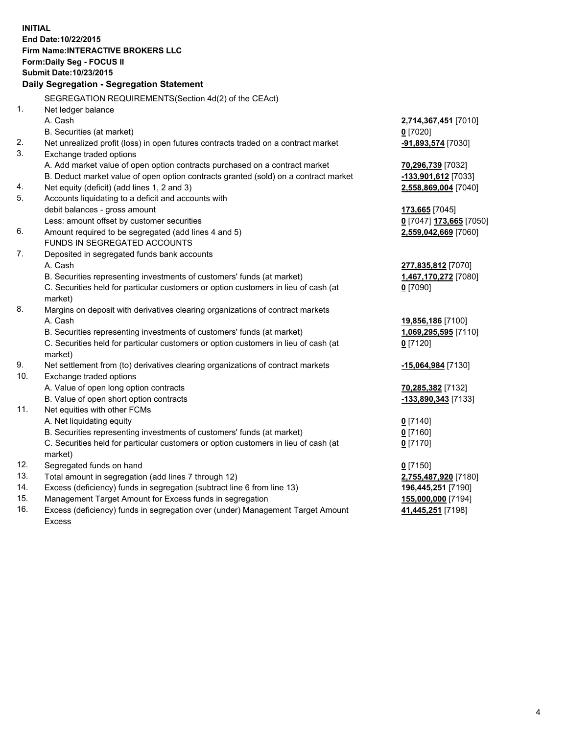**INITIAL**
**End Date:10/22/2015**
**Firm Name:INTERACTIVE BROKERS LLC**
**Form:Daily Seg - FOCUS II**
**Submit Date:10/23/2015**

**Daily Segregation - Segregation Statement**

| | | |
|---|---|---|
| | SEGREGATION REQUIREMENTS(Section 4d(2) of the CEAct) | |
| 1. | Net ledger balance | |
| | A. Cash | **2,714,367,451** [7010] |
| | B. Securities (at market) | **0** [7020] |
| 2. | Net unrealized profit (loss) in open futures contracts traded on a contract market | **-91,893,574** [7030] |
| 3. | Exchange traded options | |
| | A. Add market value of open option contracts purchased on a contract market | **70,296,739** [7032] |
| | B. Deduct market value of open option contracts granted (sold) on a contract market | **-133,901,612** [7033] |
| 4. | Net equity (deficit) (add lines 1, 2 and 3) | **2,558,869,004** [7040] |
| 5. | Accounts liquidating to a deficit and accounts with | |
| | debit balances - gross amount | **173,665** [7045] |
| | Less: amount offset by customer securities | **0** [7047] **173,665** [7050] |
| 6. | Amount required to be segregated (add lines 4 and 5) | **2,559,042,669** [7060] |
| | FUNDS IN SEGREGATED ACCOUNTS | |
| 7. | Deposited in segregated funds bank accounts | |
| | A. Cash | **277,835,812** [7070] |
| | B. Securities representing investments of customers' funds (at market) | **1,467,170,272** [7080] |
| | C. Securities held for particular customers or option customers in lieu of cash (at market) | **0** [7090] |
| 8. | Margins on deposit with derivatives clearing organizations of contract markets | |
| | A. Cash | **19,856,186** [7100] |
| | B. Securities representing investments of customers' funds (at market) | **1,069,295,595** [7110] |
| | C. Securities held for particular customers or option customers in lieu of cash (at market) | **0** [7120] |
| 9. | Net settlement from (to) derivatives clearing organizations of contract markets | **-15,064,984** [7130] |
| 10. | Exchange traded options | |
| | A. Value of open long option contracts | **70,285,382** [7132] |
| | B. Value of open short option contracts | **-133,890,343** [7133] |
| 11. | Net equities with other FCMs | |
| | A. Net liquidating equity | **0** [7140] |
| | B. Securities representing investments of customers' funds (at market) | **0** [7160] |
| | C. Securities held for particular customers or option customers in lieu of cash (at market) | **0** [7170] |
| 12. | Segregated funds on hand | **0** [7150] |
| 13. | Total amount in segregation (add lines 7 through 12) | **2,755,487,920** [7180] |
| 14. | Excess (deficiency) funds in segregation (subtract line 6 from line 13) | **196,445,251** [7190] |
| 15. | Management Target Amount for Excess funds in segregation | **155,000,000** [7194] |
| 16. | Excess (deficiency) funds in segregation over (under) Management Target Amount Excess | **41,445,251** [7198] |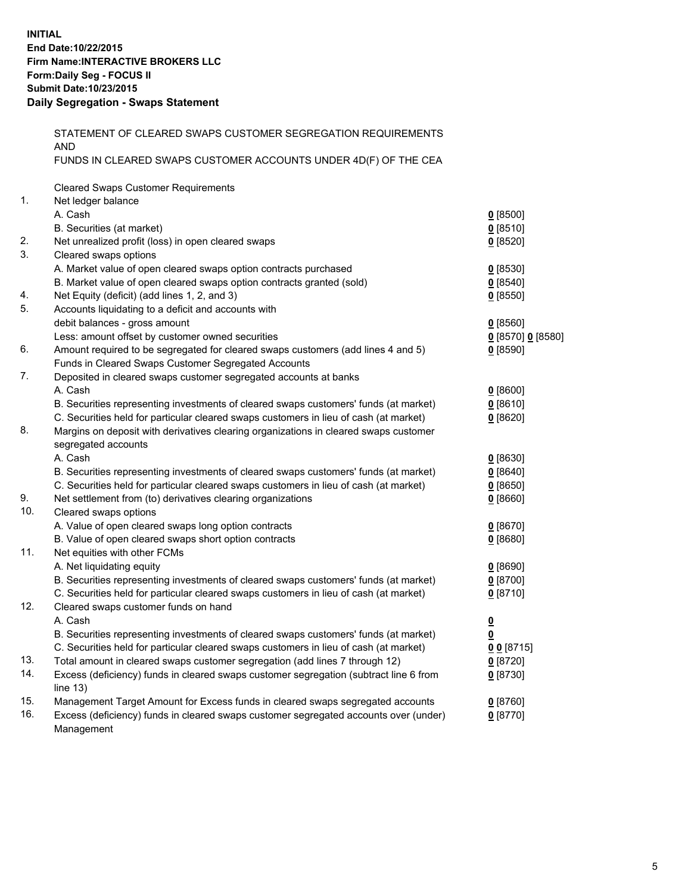**INITIAL**
**End Date:10/22/2015**
**Firm Name:INTERACTIVE BROKERS LLC**
**Form:Daily Seg - FOCUS II**
**Submit Date:10/23/2015**
**Daily Segregation - Swaps Statement**

STATEMENT OF CLEARED SWAPS CUSTOMER SEGREGATION REQUIREMENTS AND FUNDS IN CLEARED SWAPS CUSTOMER ACCOUNTS UNDER 4D(F) OF THE CEA

| | | |
|---|---|---|
| | Cleared Swaps Customer Requirements | |
| 1. | Net ledger balance | |
| | A. Cash | 0 [8500] |
| | B. Securities (at market) | 0 [8510] |
| 2. | Net unrealized profit (loss) in open cleared swaps | 0 [8520] |
| 3. | Cleared swaps options | |
| | A. Market value of open cleared swaps option contracts purchased | 0 [8530] |
| | B. Market value of open cleared swaps option contracts granted (sold) | 0 [8540] |
| 4. | Net Equity (deficit) (add lines 1, 2, and 3) | 0 [8550] |
| 5. | Accounts liquidating to a deficit and accounts with debit balances - gross amount | 0 [8560] |
| | Less: amount offset by customer owned securities | 0 [8570] 0 [8580] |
| 6. | Amount required to be segregated for cleared swaps customers (add lines 4 and 5) | 0 [8590] |
| | Funds in Cleared Swaps Customer Segregated Accounts | |
| 7. | Deposited in cleared swaps customer segregated accounts at banks | |
| | A. Cash | 0 [8600] |
| | B. Securities representing investments of cleared swaps customers' funds (at market) | 0 [8610] |
| | C. Securities held for particular cleared swaps customers in lieu of cash (at market) | 0 [8620] |
| 8. | Margins on deposit with derivatives clearing organizations in cleared swaps customer segregated accounts | |
| | A. Cash | 0 [8630] |
| | B. Securities representing investments of cleared swaps customers' funds (at market) | 0 [8640] |
| | C. Securities held for particular cleared swaps customers in lieu of cash (at market) | 0 [8650] |
| 9. | Net settlement from (to) derivatives clearing organizations | 0 [8660] |
| 10. | Cleared swaps options | |
| | A. Value of open cleared swaps long option contracts | 0 [8670] |
| | B. Value of open cleared swaps short option contracts | 0 [8680] |
| 11. | Net equities with other FCMs | |
| | A. Net liquidating equity | 0 [8690] |
| | B. Securities representing investments of cleared swaps customers' funds (at market) | 0 [8700] |
| | C. Securities held for particular cleared swaps customers in lieu of cash (at market) | 0 [8710] |
| 12. | Cleared swaps customer funds on hand | |
| | A. Cash | 0 |
| | B. Securities representing investments of cleared swaps customers' funds (at market) | 0 |
| | C. Securities held for particular cleared swaps customers in lieu of cash (at market) | 0 0 [8715] |
| 13. | Total amount in cleared swaps customer segregation (add lines 7 through 12) | 0 [8720] |
| 14. | Excess (deficiency) funds in cleared swaps customer segregation (subtract line 6 from line 13) | 0 [8730] |
| 15. | Management Target Amount for Excess funds in cleared swaps segregated accounts | 0 [8760] |
| 16. | Excess (deficiency) funds in cleared swaps customer segregated accounts over (under) Management | 0 [8770] |